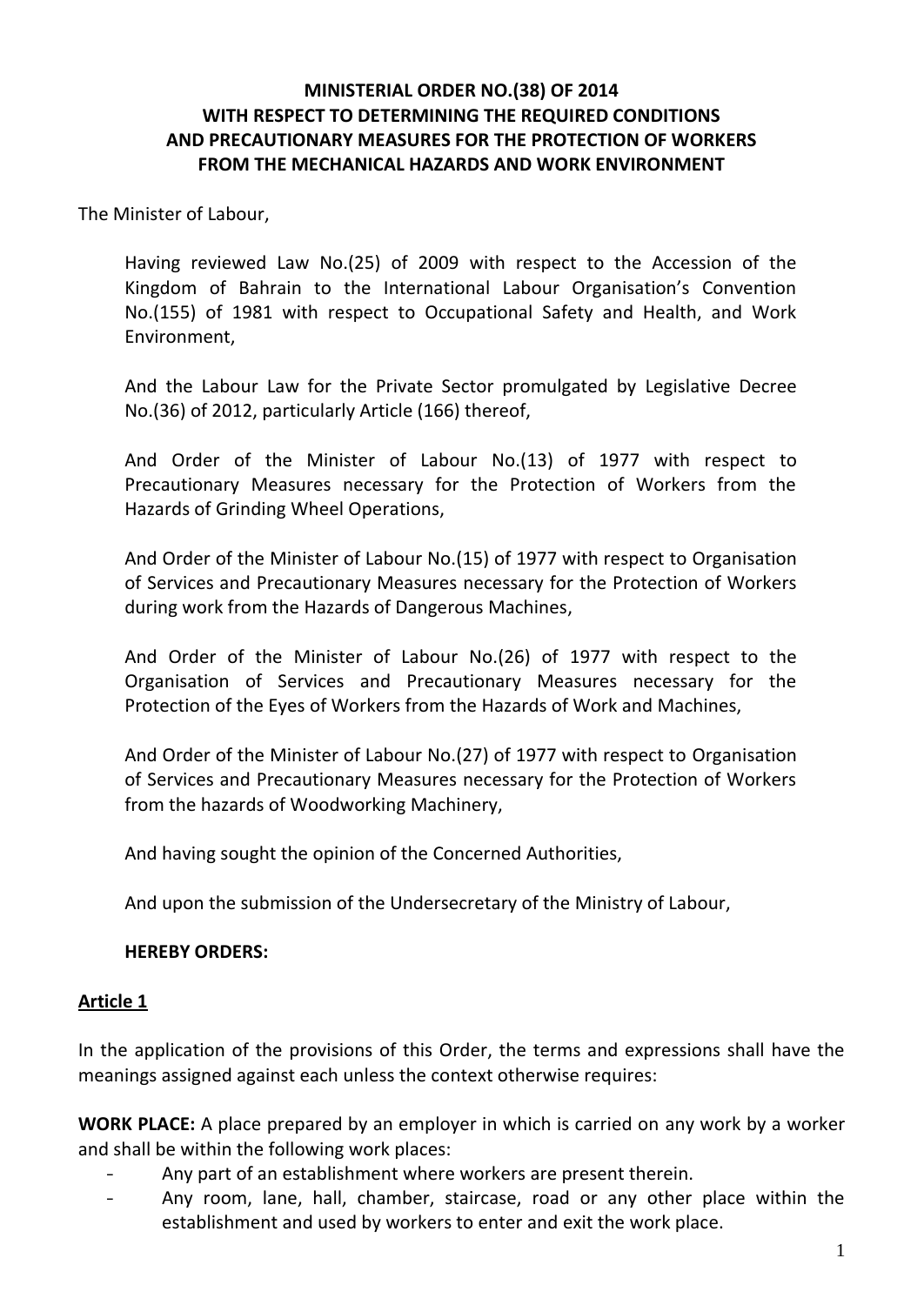# MINISTERIAL ORDER NO.(38) OF 2014
# WITH RESPECT TO DETERMINING THE REQUIRED CONDITIONS AND PRECAUTIONARY MEASURES FOR THE PROTECTION OF WORKERS FROM THE MECHANICAL HAZARDS AND WORK ENVIRONMENT

The Minister of Labour,

Having reviewed Law No.(25) of 2009 with respect to the Accession of the Kingdom of Bahrain to the International Labour Organisation's Convention No.(155) of 1981 with respect to Occupational Safety and Health, and Work Environment,

And the Labour Law for the Private Sector promulgated by Legislative Decree No.(36) of 2012, particularly Article (166) thereof,

And Order of the Minister of Labour No.(13) of 1977 with respect to Precautionary Measures necessary for the Protection of Workers from the Hazards of Grinding Wheel Operations,

And Order of the Minister of Labour No.(15) of 1977 with respect to Organisation of Services and Precautionary Measures necessary for the Protection of Workers during work from the Hazards of Dangerous Machines,

And Order of the Minister of Labour No.(26) of 1977 with respect to the Organisation of Services and Precautionary Measures necessary for the Protection of the Eyes of Workers from the Hazards of Work and Machines,

And Order of the Minister of Labour No.(27) of 1977 with respect to Organisation of Services and Precautionary Measures necessary for the Protection of Workers from the hazards of Woodworking Machinery,

And having sought the opinion of the Concerned Authorities,

And upon the submission of the Undersecretary of the Ministry of Labour,

**HEREBY ORDERS:**

## Article 1

In the application of the provisions of this Order, the terms and expressions shall have the meanings assigned against each unless the context otherwise requires:

**WORK PLACE:** A place prepared by an employer in which is carried on any work by a worker and shall be within the following work places:

- Any part of an establishment where workers are present therein.
- Any room, lane, hall, chamber, staircase, road or any other place within the establishment and used by workers to enter and exit the work place.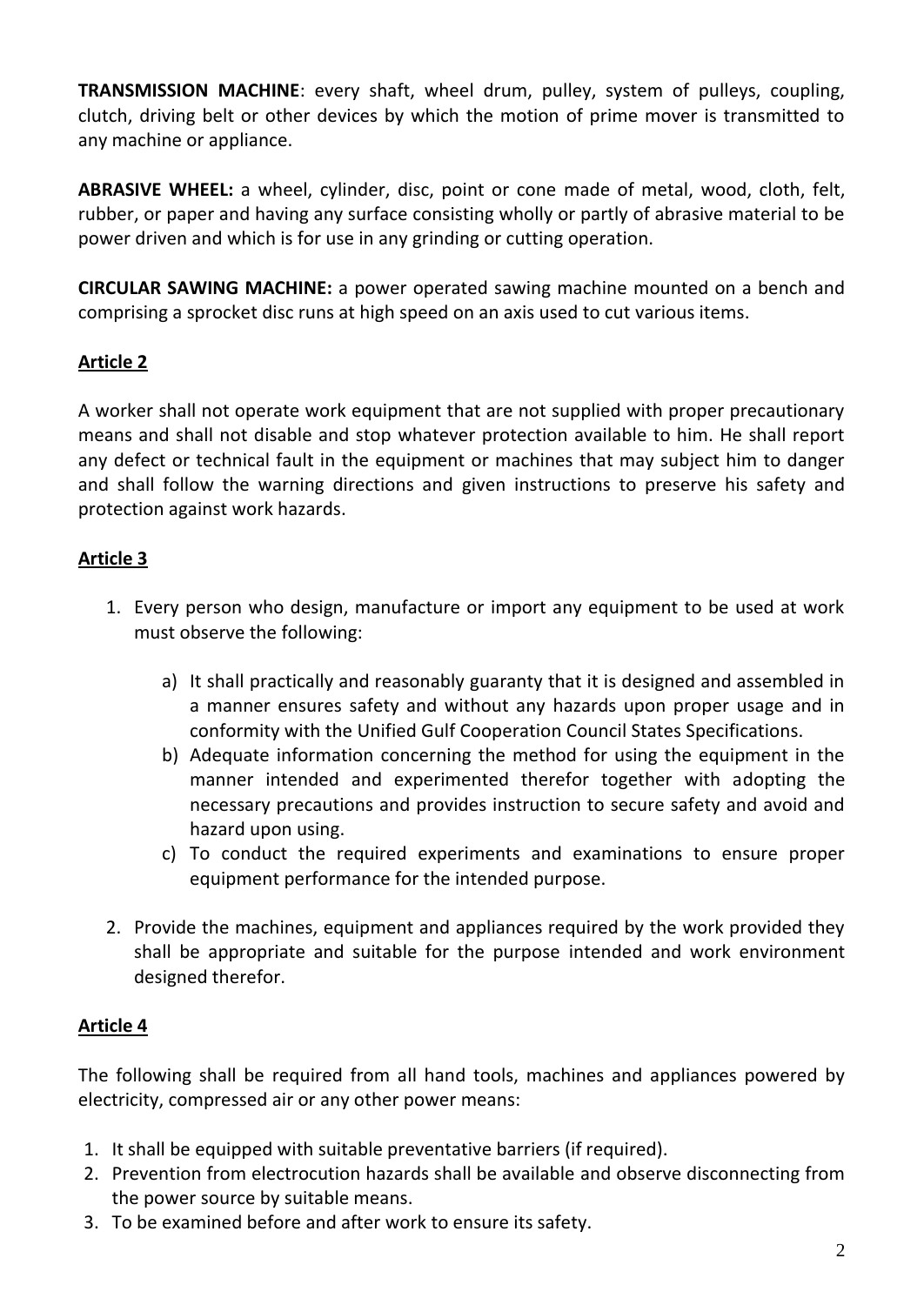**TRANSMISSION MACHINE**: every shaft, wheel drum, pulley, system of pulleys, coupling, clutch, driving belt or other devices by which the motion of prime mover is transmitted to any machine or appliance.

**ABRASIVE WHEEL:** a wheel, cylinder, disc, point or cone made of metal, wood, cloth, felt, rubber, or paper and having any surface consisting wholly or partly of abrasive material to be power driven and which is for use in any grinding or cutting operation.

**CIRCULAR SAWING MACHINE:** a power operated sawing machine mounted on a bench and comprising a sprocket disc runs at high speed on an axis used to cut various items.

## Article 2

A worker shall not operate work equipment that are not supplied with proper precautionary means and shall not disable and stop whatever protection available to him. He shall report any defect or technical fault in the equipment or machines that may subject him to danger and shall follow the warning directions and given instructions to preserve his safety and protection against work hazards.

## Article 3

1. Every person who design, manufacture or import any equipment to be used at work must observe the following:
   a) It shall practically and reasonably guaranty that it is designed and assembled in a manner ensures safety and without any hazards upon proper usage and in conformity with the Unified Gulf Cooperation Council States Specifications.
   b) Adequate information concerning the method for using the equipment in the manner intended and experimented therefor together with adopting the necessary precautions and provides instruction to secure safety and avoid and hazard upon using.
   c) To conduct the required experiments and examinations to ensure proper equipment performance for the intended purpose.
2. Provide the machines, equipment and appliances required by the work provided they shall be appropriate and suitable for the purpose intended and work environment designed therefor.

## Article 4

The following shall be required from all hand tools, machines and appliances powered by electricity, compressed air or any other power means:

1. It shall be equipped with suitable preventative barriers (if required).
2. Prevention from electrocution hazards shall be available and observe disconnecting from the power source by suitable means.
3. To be examined before and after work to ensure its safety.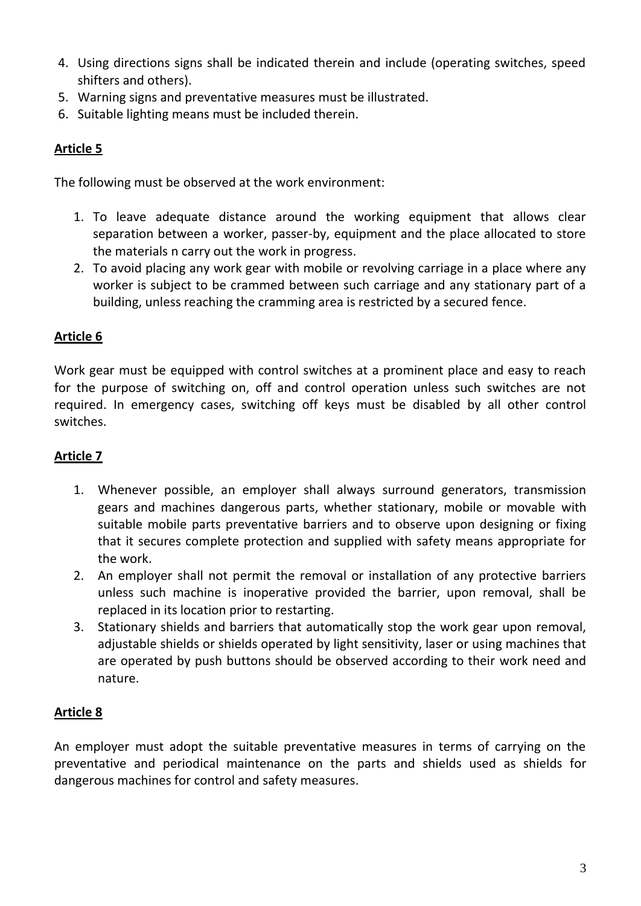4. Using directions signs shall be indicated therein and include (operating switches, speed shifters and others).
5. Warning signs and preventative measures must be illustrated.
6. Suitable lighting means must be included therein.

## Article 5

The following must be observed at the work environment:

1. To leave adequate distance around the working equipment that allows clear separation between a worker, passer-by, equipment and the place allocated to store the materials n carry out the work in progress.
2. To avoid placing any work gear with mobile or revolving carriage in a place where any worker is subject to be crammed between such carriage and any stationary part of a building, unless reaching the cramming area is restricted by a secured fence.

## Article 6

Work gear must be equipped with control switches at a prominent place and easy to reach for the purpose of switching on, off and control operation unless such switches are not required. In emergency cases, switching off keys must be disabled by all other control switches.

## Article 7

1. Whenever possible, an employer shall always surround generators, transmission gears and machines dangerous parts, whether stationary, mobile or movable with suitable mobile parts preventative barriers and to observe upon designing or fixing that it secures complete protection and supplied with safety means appropriate for the work.
2. An employer shall not permit the removal or installation of any protective barriers unless such machine is inoperative provided the barrier, upon removal, shall be replaced in its location prior to restarting.
3. Stationary shields and barriers that automatically stop the work gear upon removal, adjustable shields or shields operated by light sensitivity, laser or using machines that are operated by push buttons should be observed according to their work need and nature.

## Article 8

An employer must adopt the suitable preventative measures in terms of carrying on the preventative and periodical maintenance on the parts and shields used as shields for dangerous machines for control and safety measures.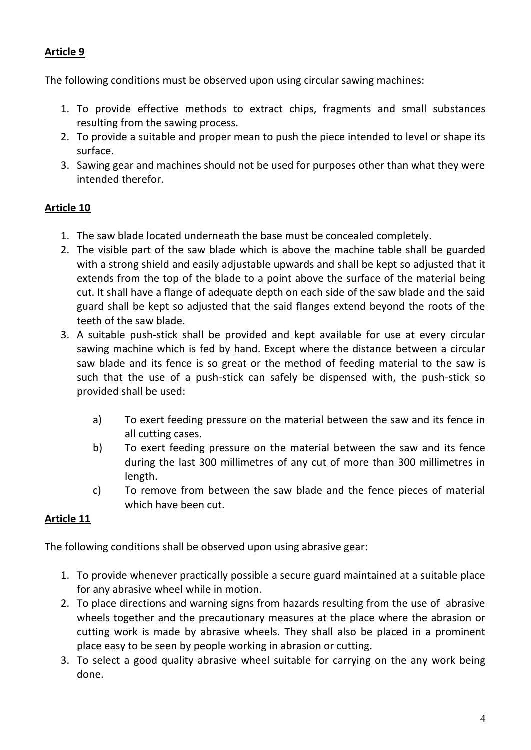**Article 9**

The following conditions must be observed upon using circular sawing machines:

1. To provide effective methods to extract chips, fragments and small substances resulting from the sawing process.
2. To provide a suitable and proper mean to push the piece intended to level or shape its surface.
3. Sawing gear and machines should not be used for purposes other than what they were intended therefor.

**Article 10**

1. The saw blade located underneath the base must be concealed completely.
2. The visible part of the saw blade which is above the machine table shall be guarded with a strong shield and easily adjustable upwards and shall be kept so adjusted that it extends from the top of the blade to a point above the surface of the material being cut. It shall have a flange of adequate depth on each side of the saw blade and the said guard shall be kept so adjusted that the said flanges extend beyond the roots of the teeth of the saw blade.
3. A suitable push-stick shall be provided and kept available for use at every circular sawing machine which is fed by hand. Except where the distance between a circular saw blade and its fence is so great or the method of feeding material to the saw is such that the use of a push-stick can safely be dispensed with, the push-stick so provided shall be used:

    a) To exert feeding pressure on the material between the saw and its fence in all cutting cases.

    b) To exert feeding pressure on the material between the saw and its fence during the last 300 millimetres of any cut of more than 300 millimetres in length.

    c) To remove from between the saw blade and the fence pieces of material which have been cut.

**Article 11**

The following conditions shall be observed upon using abrasive gear:

1. To provide whenever practically possible a secure guard maintained at a suitable place for any abrasive wheel while in motion.
2. To place directions and warning signs from hazards resulting from the use of abrasive wheels together and the precautionary measures at the place where the abrasion or cutting work is made by abrasive wheels. They shall also be placed in a prominent place easy to be seen by people working in abrasion or cutting.
3. To select a good quality abrasive wheel suitable for carrying on the any work being done.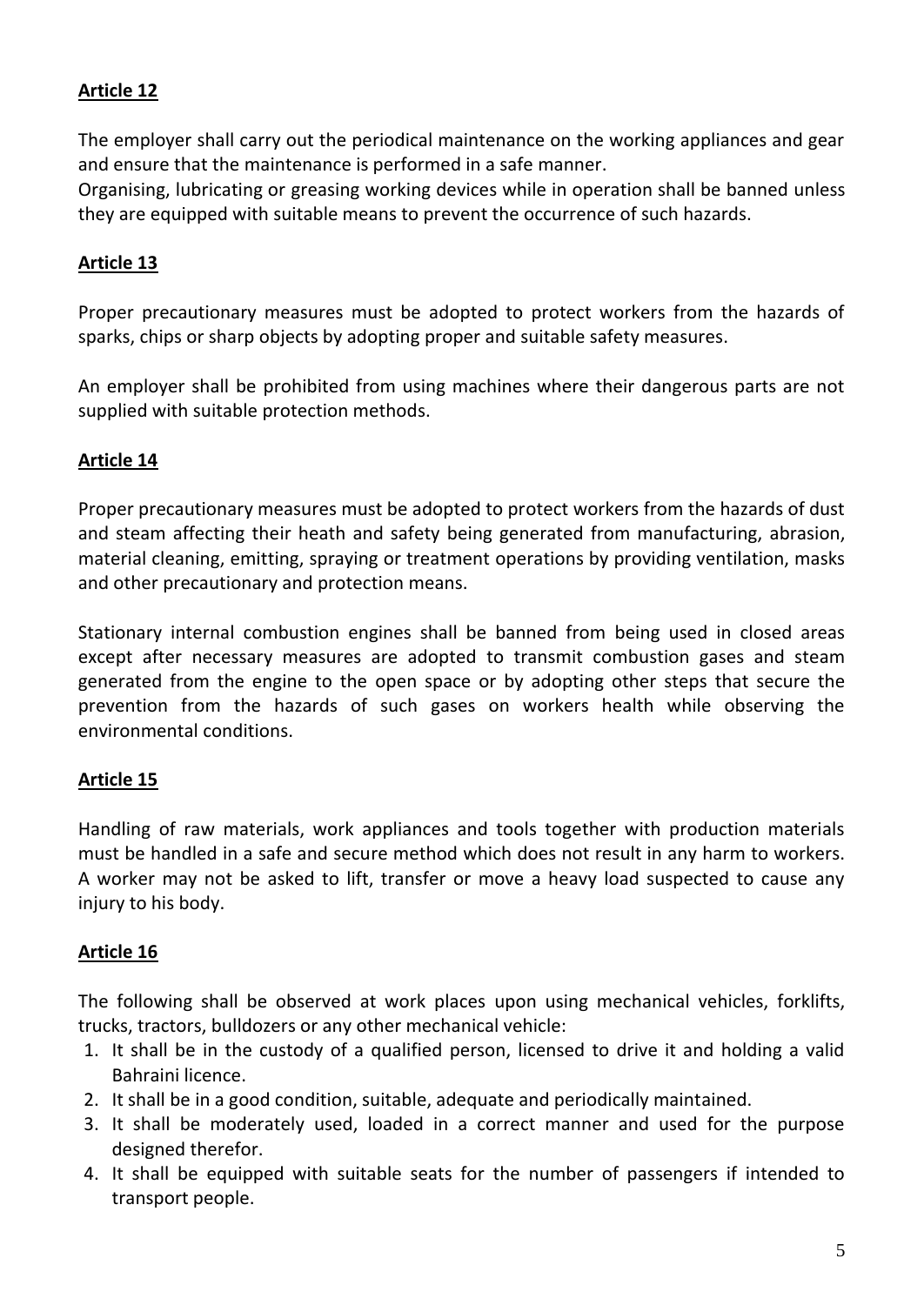**Article 12**

The employer shall carry out the periodical maintenance on the working appliances and gear and ensure that the maintenance is performed in a safe manner.
Organising, lubricating or greasing working devices while in operation shall be banned unless they are equipped with suitable means to prevent the occurrence of such hazards.

**Article 13**

Proper precautionary measures must be adopted to protect workers from the hazards of sparks, chips or sharp objects by adopting proper and suitable safety measures.

An employer shall be prohibited from using machines where their dangerous parts are not supplied with suitable protection methods.

**Article 14**

Proper precautionary measures must be adopted to protect workers from the hazards of dust and steam affecting their heath and safety being generated from manufacturing, abrasion, material cleaning, emitting, spraying or treatment operations by providing ventilation, masks and other precautionary and protection means.

Stationary internal combustion engines shall be banned from being used in closed areas except after necessary measures are adopted to transmit combustion gases and steam generated from the engine to the open space or by adopting other steps that secure the prevention from the hazards of such gases on workers health while observing the environmental conditions.

**Article 15**

Handling of raw materials, work appliances and tools together with production materials must be handled in a safe and secure method which does not result in any harm to workers. A worker may not be asked to lift, transfer or move a heavy load suspected to cause any injury to his body.

**Article 16**

The following shall be observed at work places upon using mechanical vehicles, forklifts, trucks, tractors, bulldozers or any other mechanical vehicle:

1. It shall be in the custody of a qualified person, licensed to drive it and holding a valid Bahraini licence.
2. It shall be in a good condition, suitable, adequate and periodically maintained.
3. It shall be moderately used, loaded in a correct manner and used for the purpose designed therefor.
4. It shall be equipped with suitable seats for the number of passengers if intended to transport people.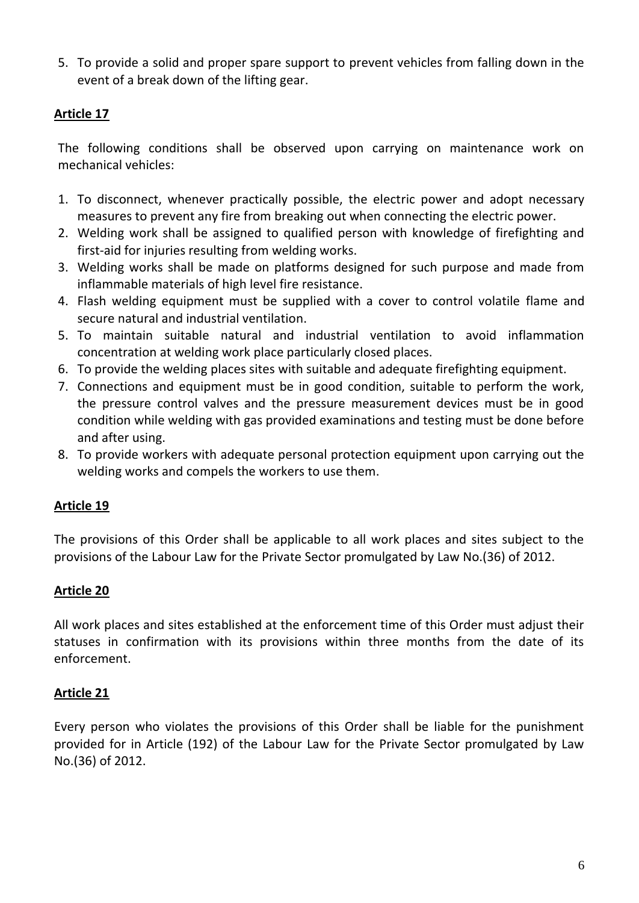5. To provide a solid and proper spare support to prevent vehicles from falling down in the event of a break down of the lifting gear.

## Article 17

The following conditions shall be observed upon carrying on maintenance work on mechanical vehicles:

1. To disconnect, whenever practically possible, the electric power and adopt necessary measures to prevent any fire from breaking out when connecting the electric power.
2. Welding work shall be assigned to qualified person with knowledge of firefighting and first-aid for injuries resulting from welding works.
3. Welding works shall be made on platforms designed for such purpose and made from inflammable materials of high level fire resistance.
4. Flash welding equipment must be supplied with a cover to control volatile flame and secure natural and industrial ventilation.
5. To maintain suitable natural and industrial ventilation to avoid inflammation concentration at welding work place particularly closed places.
6. To provide the welding places sites with suitable and adequate firefighting equipment.
7. Connections and equipment must be in good condition, suitable to perform the work, the pressure control valves and the pressure measurement devices must be in good condition while welding with gas provided examinations and testing must be done before and after using.
8. To provide workers with adequate personal protection equipment upon carrying out the welding works and compels the workers to use them.

## Article 19

The provisions of this Order shall be applicable to all work places and sites subject to the provisions of the Labour Law for the Private Sector promulgated by Law No.(36) of 2012.

## Article 20

All work places and sites established at the enforcement time of this Order must adjust their statuses in confirmation with its provisions within three months from the date of its enforcement.

## Article 21

Every person who violates the provisions of this Order shall be liable for the punishment provided for in Article (192) of the Labour Law for the Private Sector promulgated by Law No.(36) of 2012.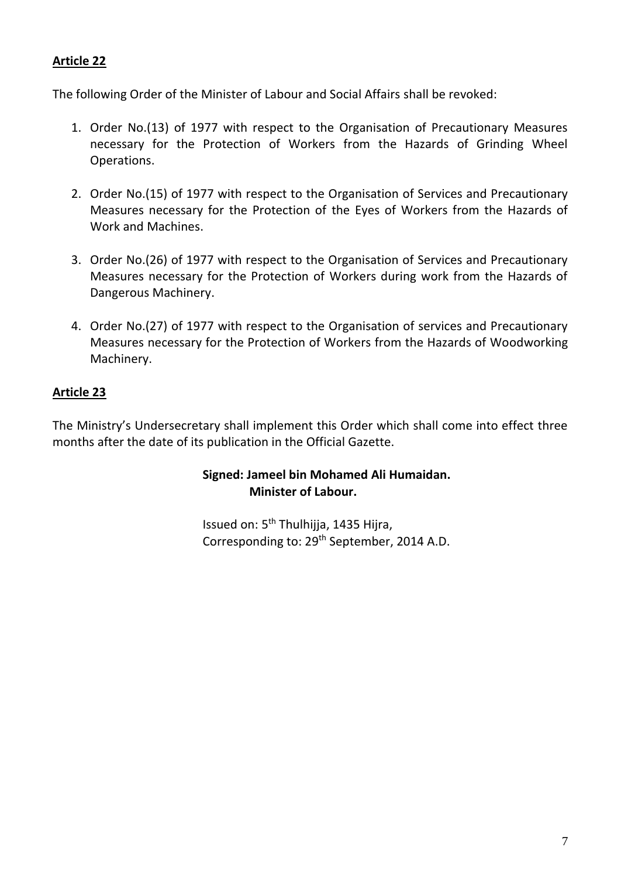**Article 22**

The following Order of the Minister of Labour and Social Affairs shall be revoked:

1. Order No.(13) of 1977 with respect to the Organisation of Precautionary Measures necessary for the Protection of Workers from the Hazards of Grinding Wheel Operations.

2. Order No.(15) of 1977 with respect to the Organisation of Services and Precautionary Measures necessary for the Protection of the Eyes of Workers from the Hazards of Work and Machines.

3. Order No.(26) of 1977 with respect to the Organisation of Services and Precautionary Measures necessary for the Protection of Workers during work from the Hazards of Dangerous Machinery.

4. Order No.(27) of 1977 with respect to the Organisation of services and Precautionary Measures necessary for the Protection of Workers from the Hazards of Woodworking Machinery.

**Article 23**

The Ministry's Undersecretary shall implement this Order which shall come into effect three months after the date of its publication in the Official Gazette.

**Signed: Jameel bin Mohamed Ali Humaidan.**
**Minister of Labour.**

Issued on: 5th Thulhijja, 1435 Hijra,
Corresponding to: 29th September, 2014 A.D.